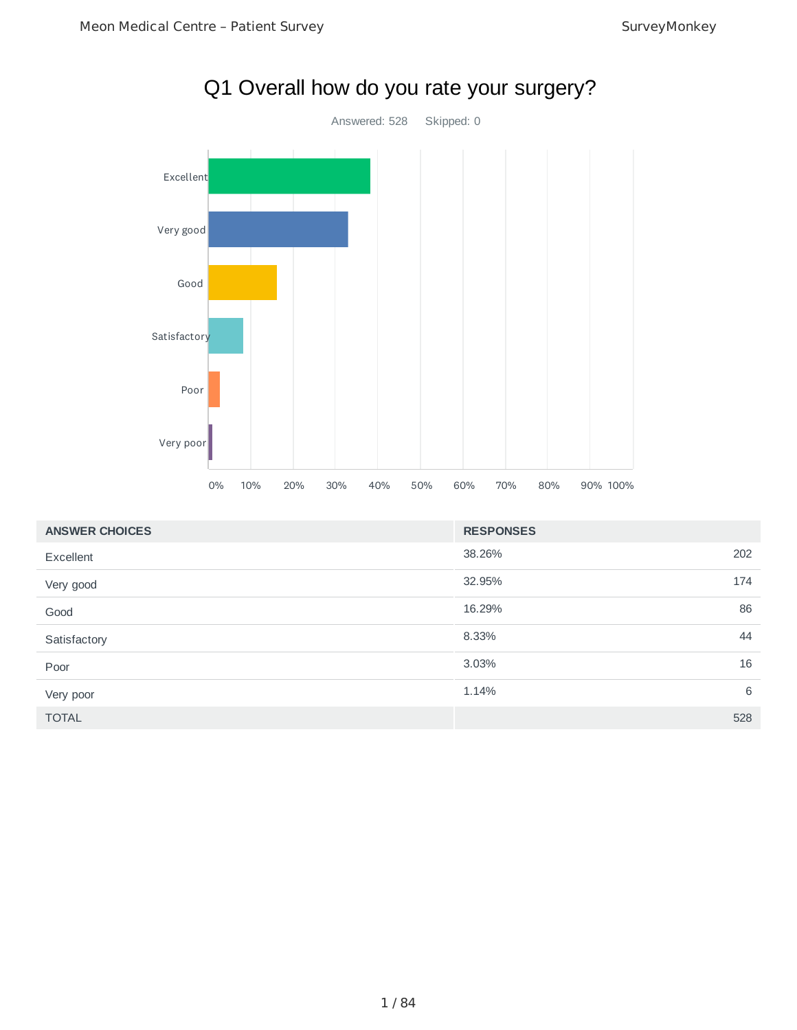# Q1 Overall how do you rate your surgery?

Answered: 528 Skipped: 0

| ANSWER CHOICES | RESPONSES | |
|---|---|---|
| Excellent | 38.26% | 202 |
| Very good | 32.95% | 174 |
| Good | 16.29% | 86 |
| Satisfactory | 8.33% | 44 |
| Poor | 3.03% | 16 |
| Very poor | 1.14% | 6 |
| TOTAL | | 528 |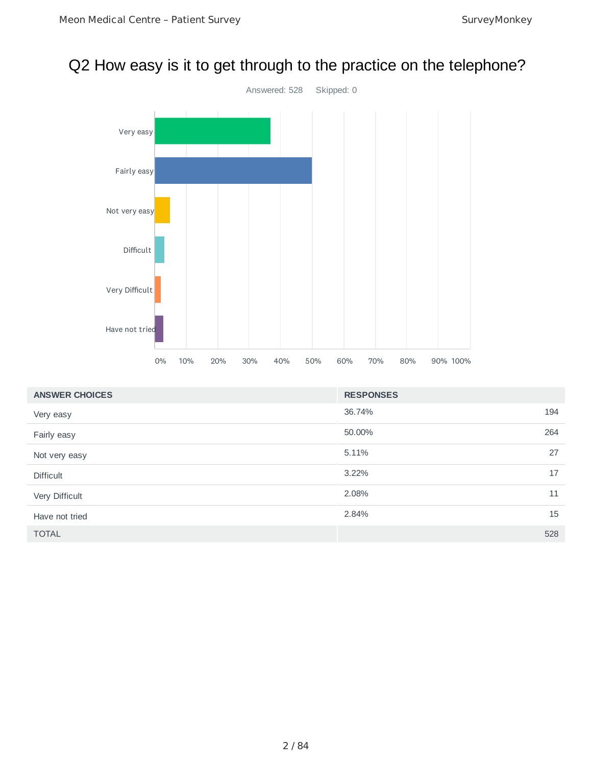# Q2 How easy is it to get through to the practice on the telephone?

Answered: 528    Skipped: 0

| ANSWER CHOICES | RESPONSES | |
|---|---|---|
| Very easy | 36.74% | 194 |
| Fairly easy | 50.00% | 264 |
| Not very easy | 5.11% | 27 |
| Difficult | 3.22% | 17 |
| Very Difficult | 2.08% | 11 |
| Have not tried | 2.84% | 15 |
| TOTAL | | 528 |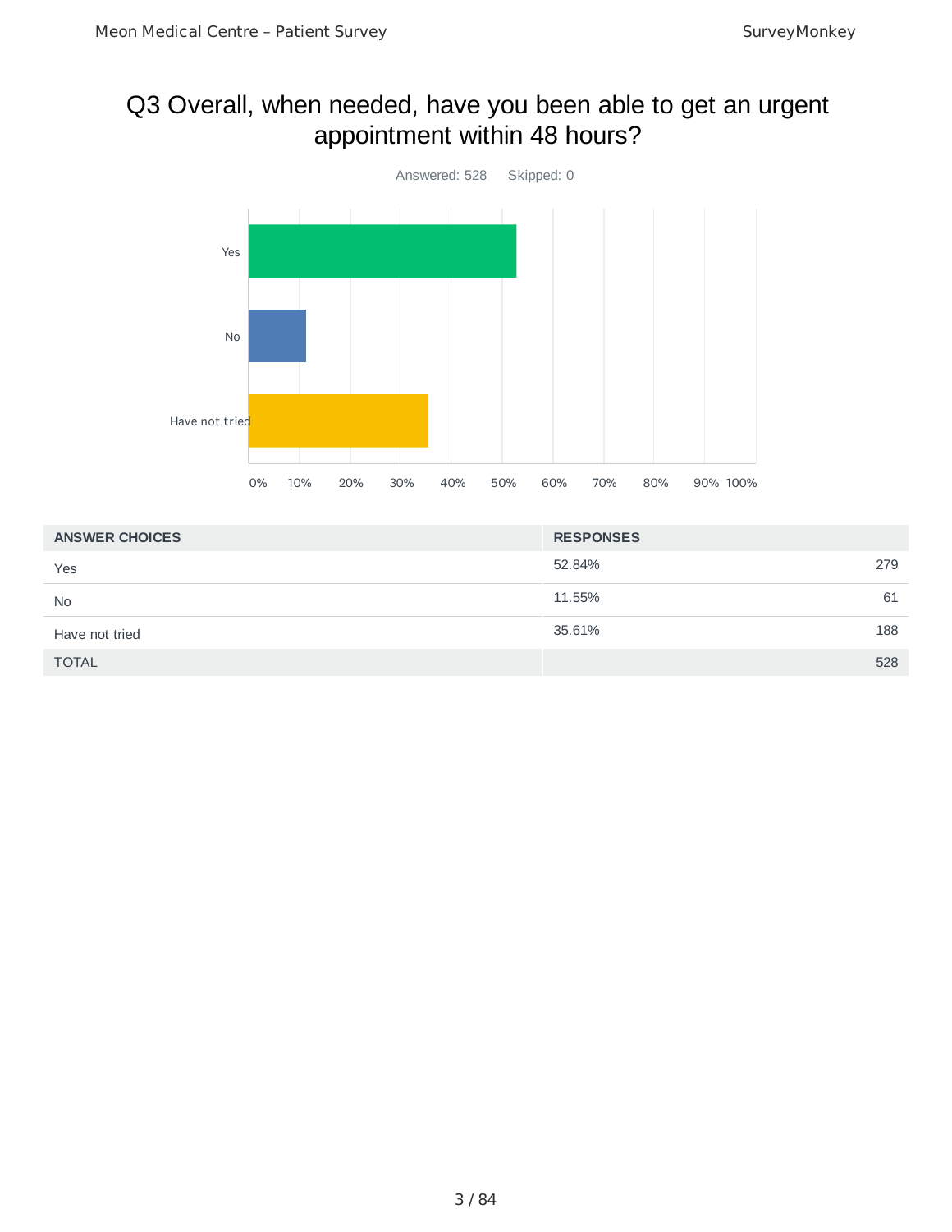## Q3 Overall, when needed, have you been able to get an urgent appointment within 48 hours?

Answered: 528    Skipped: 0

| ANSWER CHOICES | RESPONSES | |
|---|---|---|
| Yes | 52.84% | 279 |
| No | 11.55% | 61 |
| Have not tried | 35.61% | 188 |
| TOTAL | | 528 |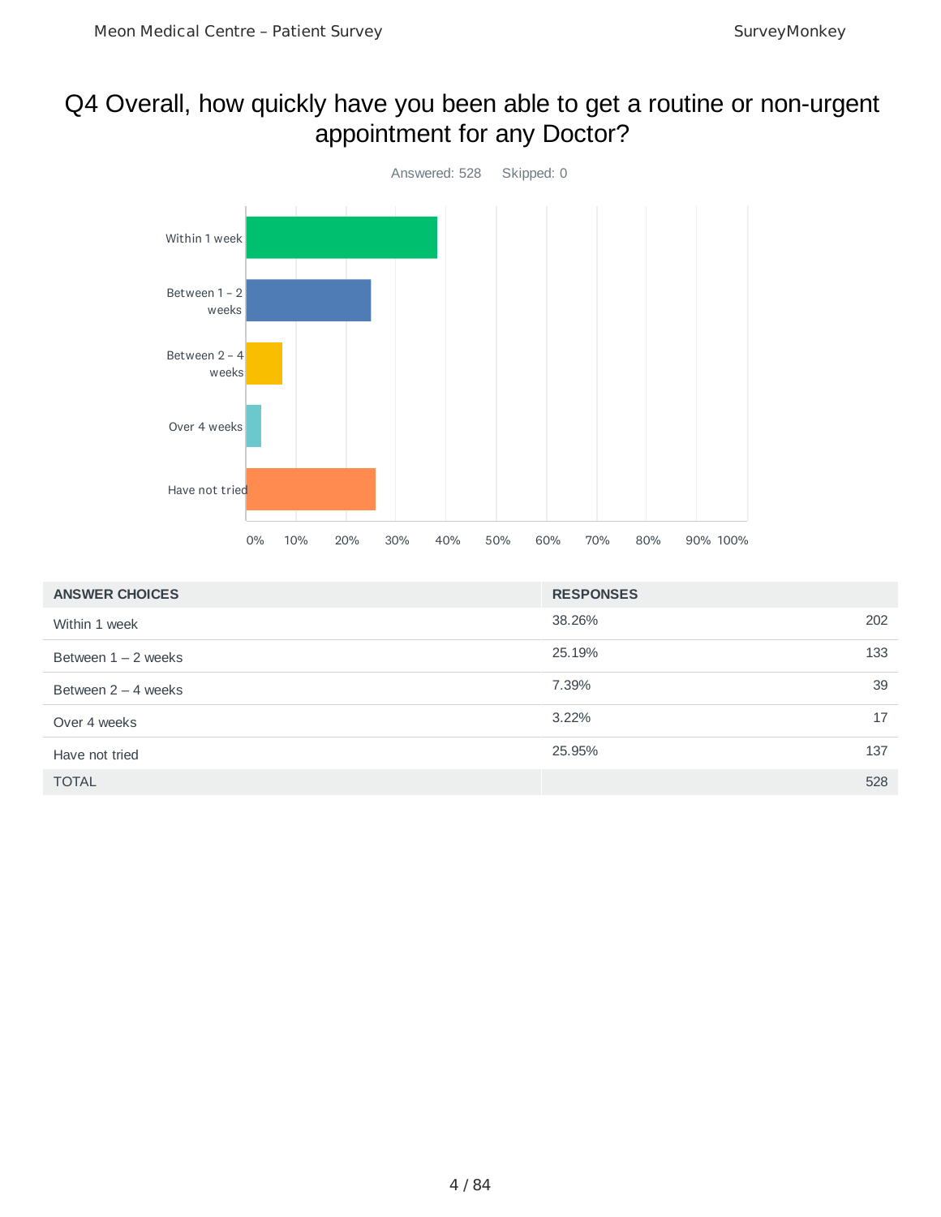# Q4 Overall, how quickly have you been able to get a routine or non-urgent appointment for any Doctor?

Answered: 528 Skipped: 0

| ANSWER CHOICES | RESPONSES | |
|---|---|---|
| Within 1 week | 38.26% | 202 |
| Between 1 – 2 weeks | 25.19% | 133 |
| Between 2 – 4 weeks | 7.39% | 39 |
| Over 4 weeks | 3.22% | 17 |
| Have not tried | 25.95% | 137 |
| TOTAL | | 528 |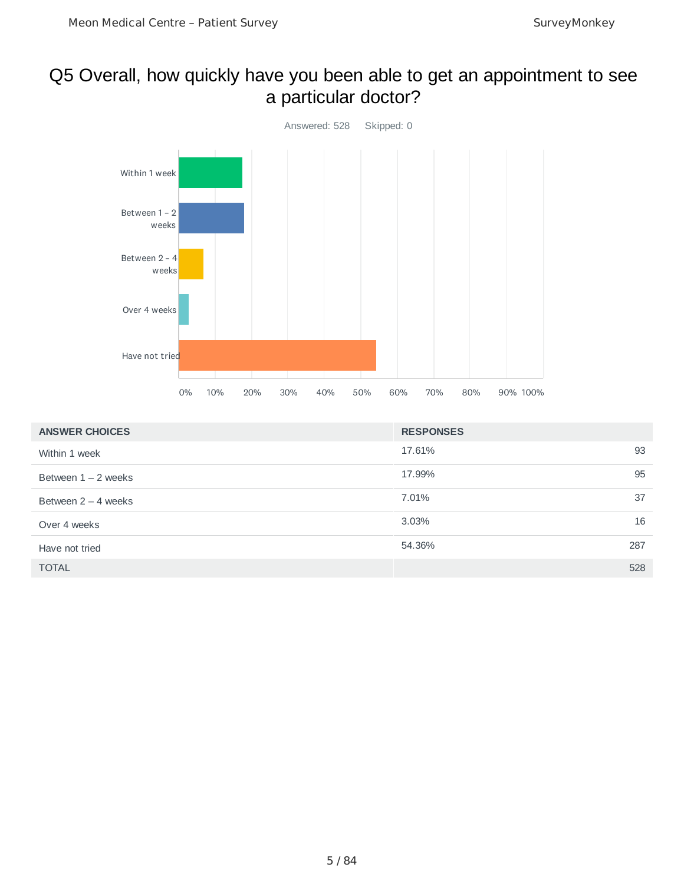# Q5 Overall, how quickly have you been able to get an appointment to see a particular doctor?

Answered: 528 Skipped: 0

| ANSWER CHOICES | RESPONSES | |
|---|---|---|
| Within 1 week | 17.61% | 93 |
| Between 1 – 2 weeks | 17.99% | 95 |
| Between 2 – 4 weeks | 7.01% | 37 |
| Over 4 weeks | 3.03% | 16 |
| Have not tried | 54.36% | 287 |
| TOTAL | | 528 |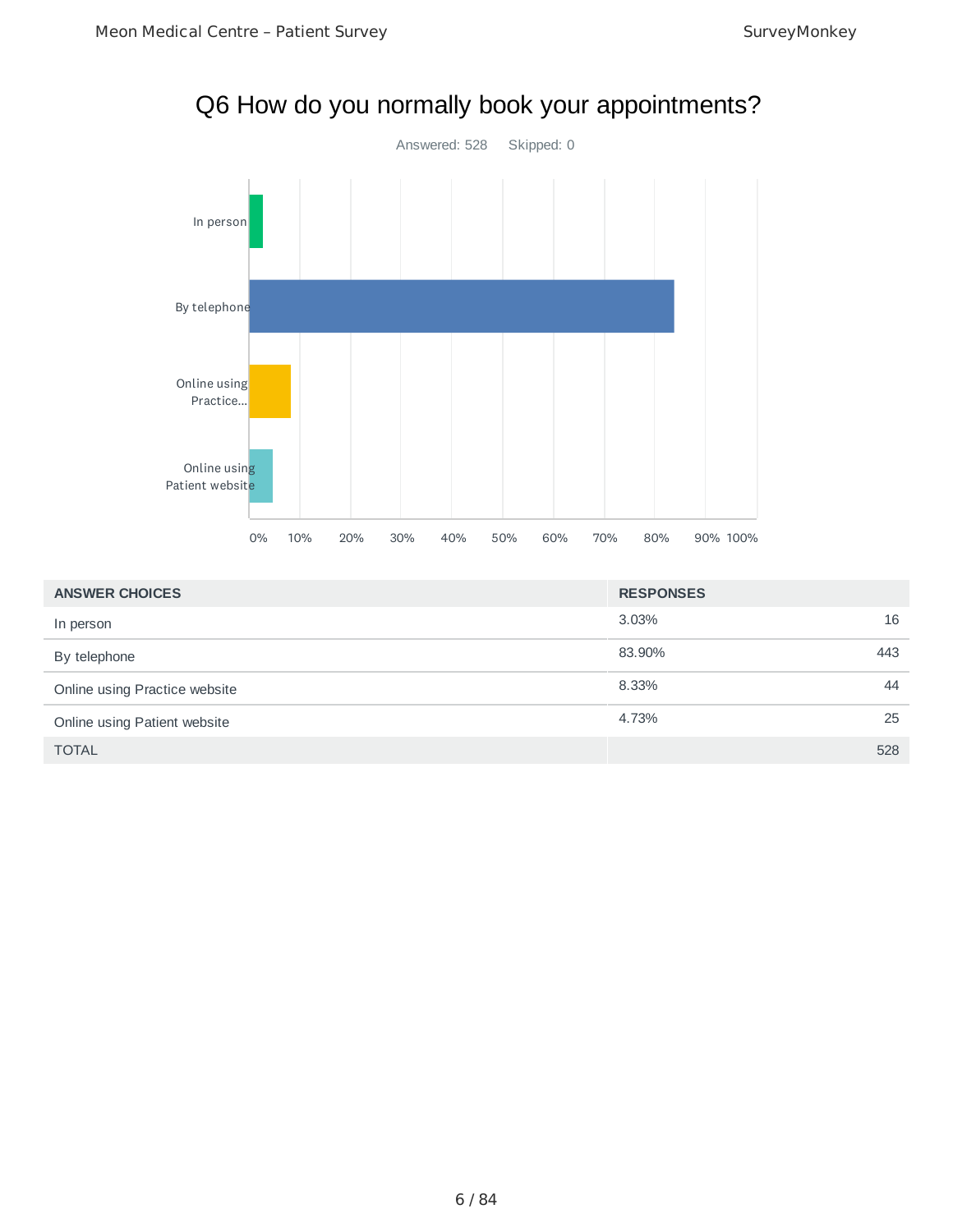# Q6 How do you normally book your appointments?

Answered: 528 Skipped: 0

| ANSWER CHOICES | RESPONSES | |
|---|---|---|
| In person | 3.03% | 16 |
| By telephone | 83.90% | 443 |
| Online using Practice website | 8.33% | 44 |
| Online using Patient website | 4.73% | 25 |
| TOTAL | | 528 |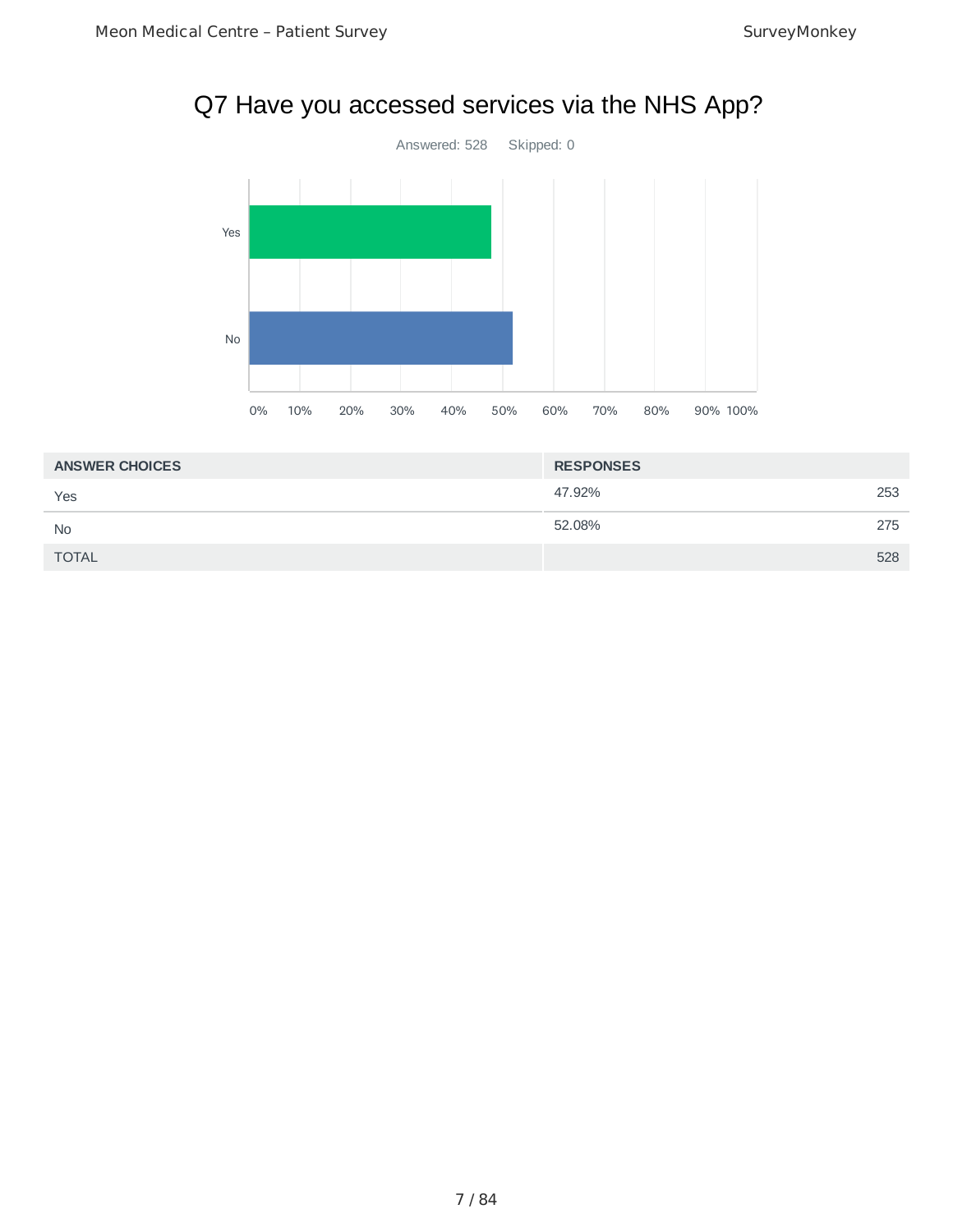# Q7 Have you accessed services via the NHS App?

Answered: 528 Skipped: 0

| ANSWER CHOICES | RESPONSES | |
|---|---|---|
| Yes | 47.92% | 253 |
| No | 52.08% | 275 |
| TOTAL | | 528 |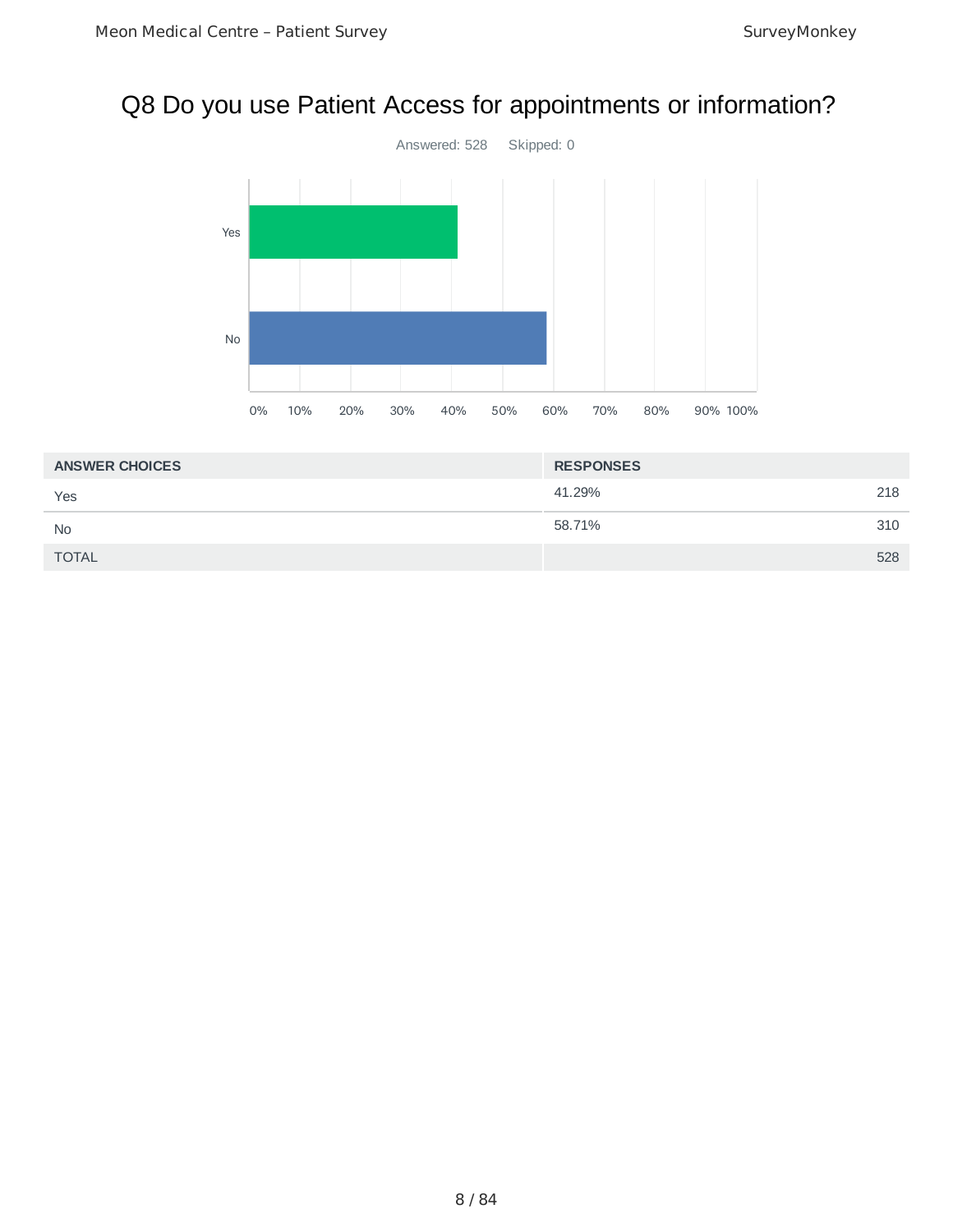# Q8 Do you use Patient Access for appointments or information?

Answered: 528    Skipped: 0

| ANSWER CHOICES | RESPONSES | |
|---|---|---|
| Yes | 41.29% | 218 |
| No | 58.71% | 310 |
| TOTAL | | 528 |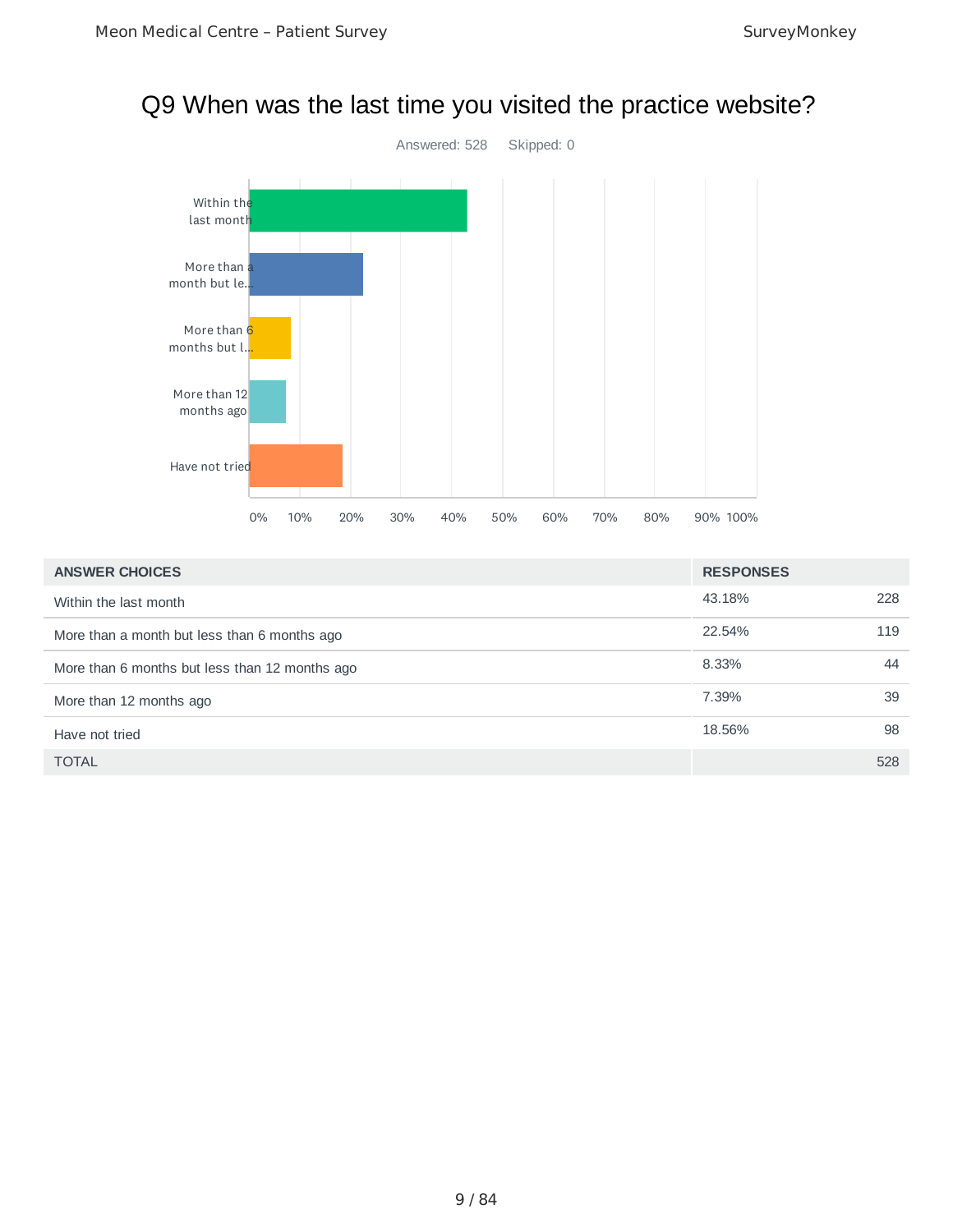# Q9 When was the last time you visited the practice website?

Answered: 528    Skipped: 0

| ANSWER CHOICES | RESPONSES | |
|---|---|---|
| Within the last month | 43.18% | 228 |
| More than a month but less than 6 months ago | 22.54% | 119 |
| More than 6 months but less than 12 months ago | 8.33% | 44 |
| More than 12 months ago | 7.39% | 39 |
| Have not tried | 18.56% | 98 |
| TOTAL | | 528 |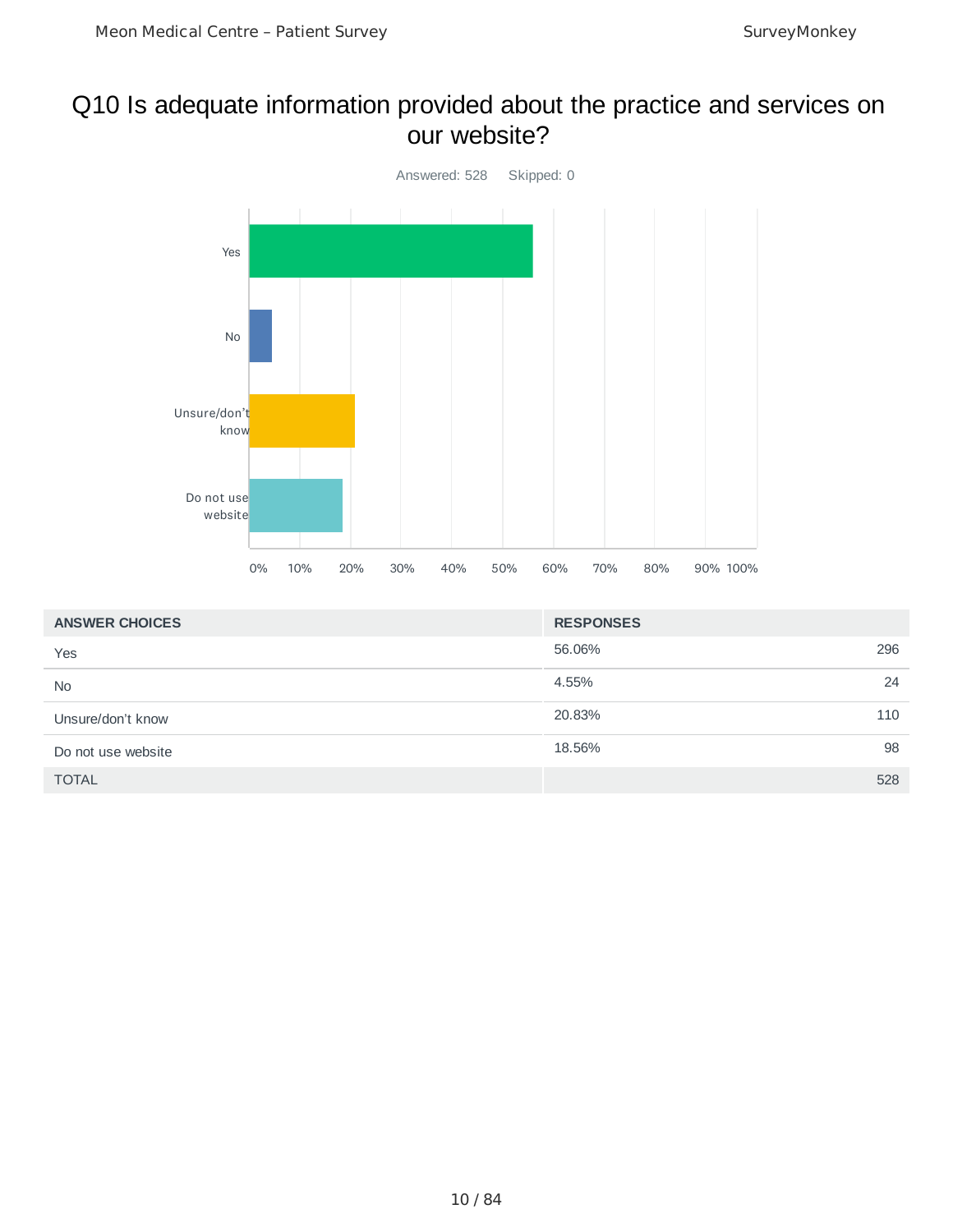# Q10 Is adequate information provided about the practice and services on our website?

Answered: 528    Skipped: 0

| ANSWER CHOICES | RESPONSES | |
|---|---|---|
| Yes | 56.06% | 296 |
| No | 4.55% | 24 |
| Unsure/don't know | 20.83% | 110 |
| Do not use website | 18.56% | 98 |
| TOTAL | | 528 |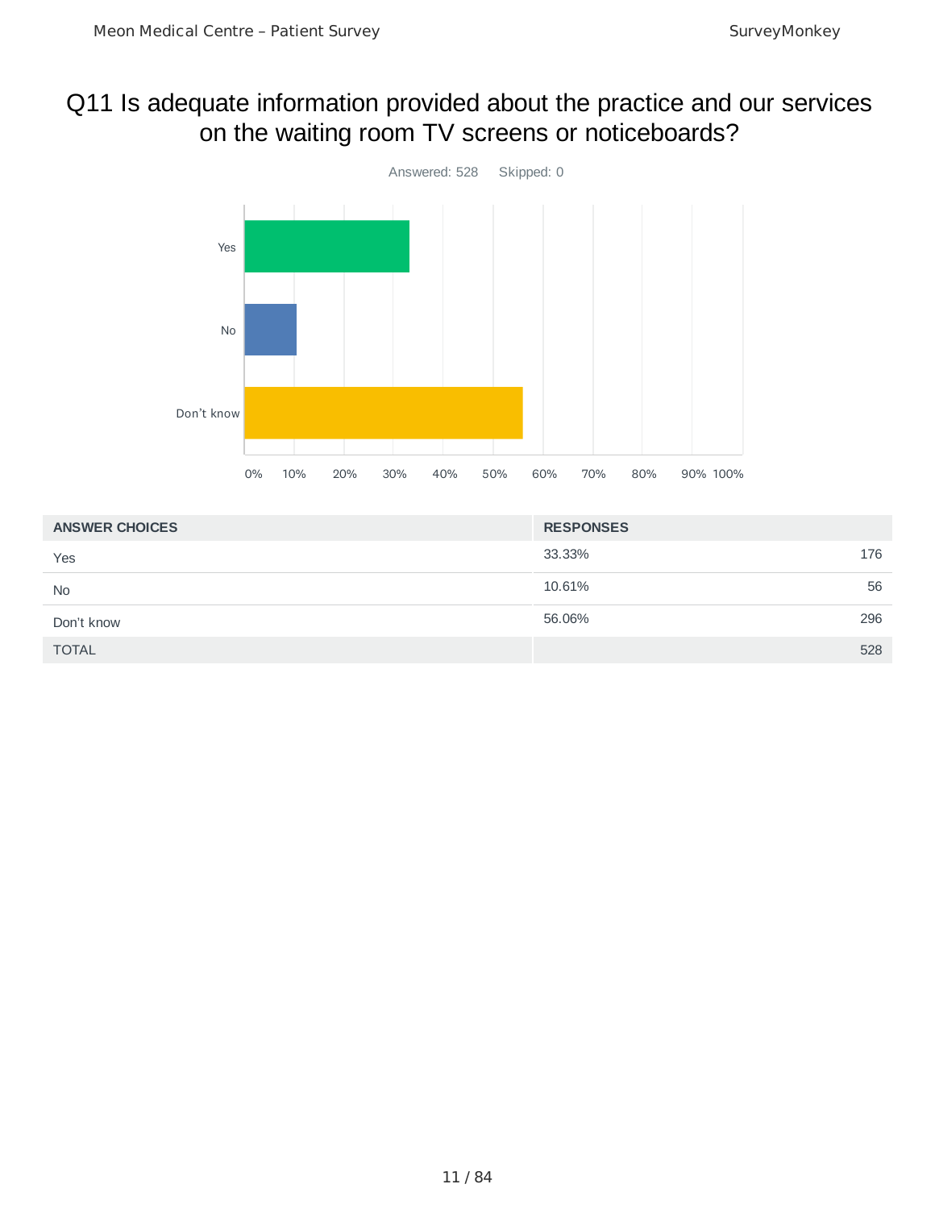# Q11 Is adequate information provided about the practice and our services on the waiting room TV screens or noticeboards?

Answered: 528 Skipped: 0

| ANSWER CHOICES | RESPONSES | |
|---|---|---|
| Yes | 33.33% | 176 |
| No | 10.61% | 56 |
| Don't know | 56.06% | 296 |
| TOTAL | | 528 |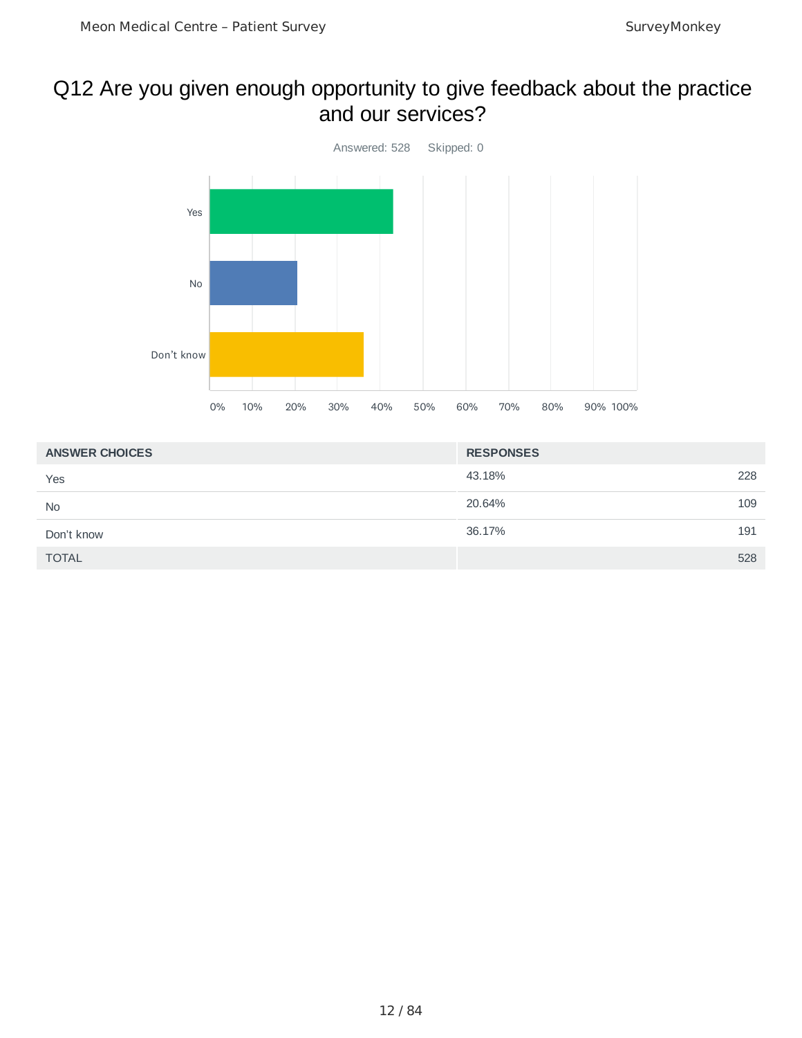# Q12 Are you given enough opportunity to give feedback about the practice and our services?

Answered: 528 Skipped: 0

| ANSWER CHOICES | RESPONSES | |
|---|---|---|
| Yes | 43.18% | 228 |
| No | 20.64% | 109 |
| Don't know | 36.17% | 191 |
| TOTAL | | 528 |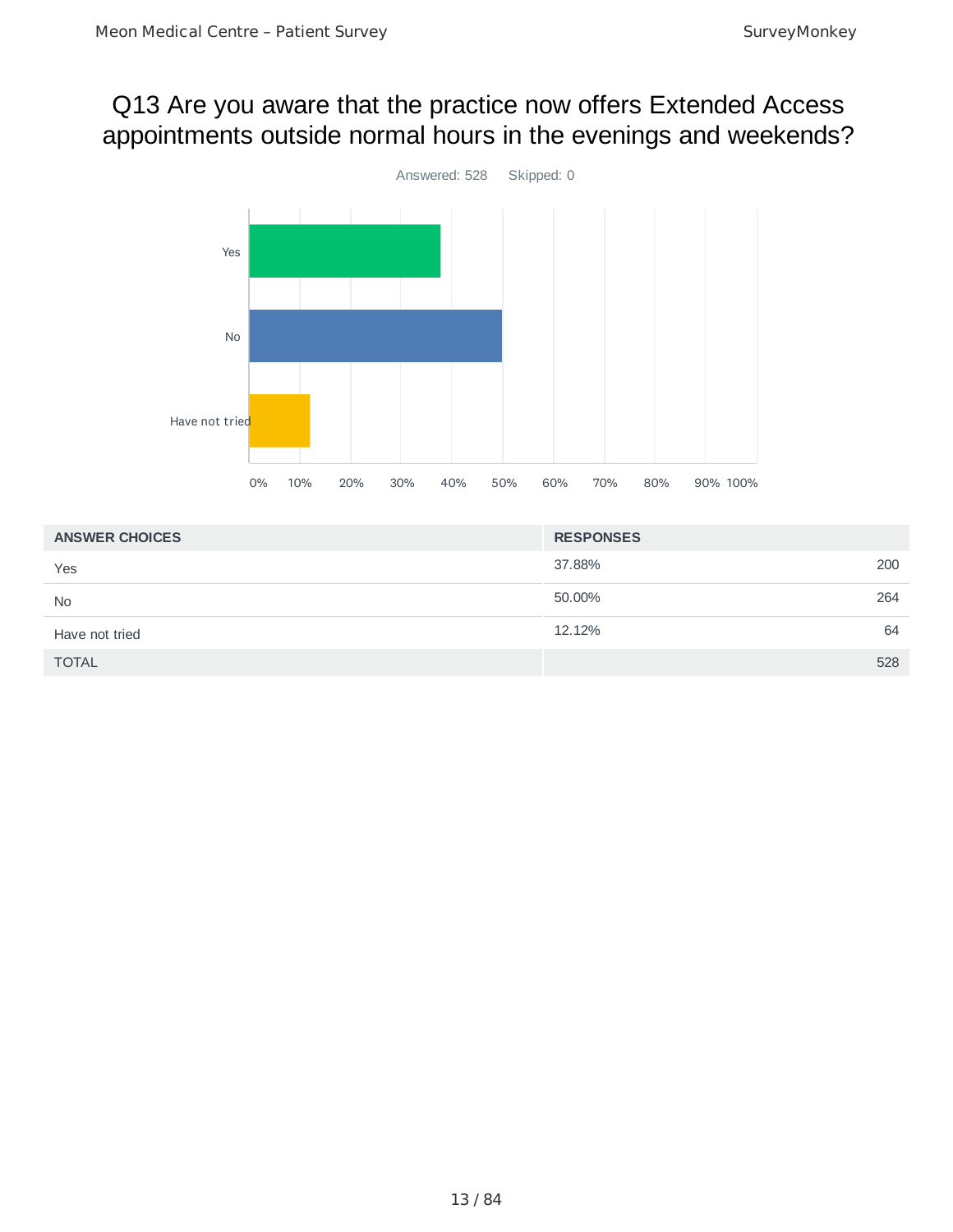# Q13 Are you aware that the practice now offers Extended Access appointments outside normal hours in the evenings and weekends?

Answered: 528    Skipped: 0

| ANSWER CHOICES | RESPONSES | |
|---|---|---|
| Yes | 37.88% | 200 |
| No | 50.00% | 264 |
| Have not tried | 12.12% | 64 |
| TOTAL | | 528 |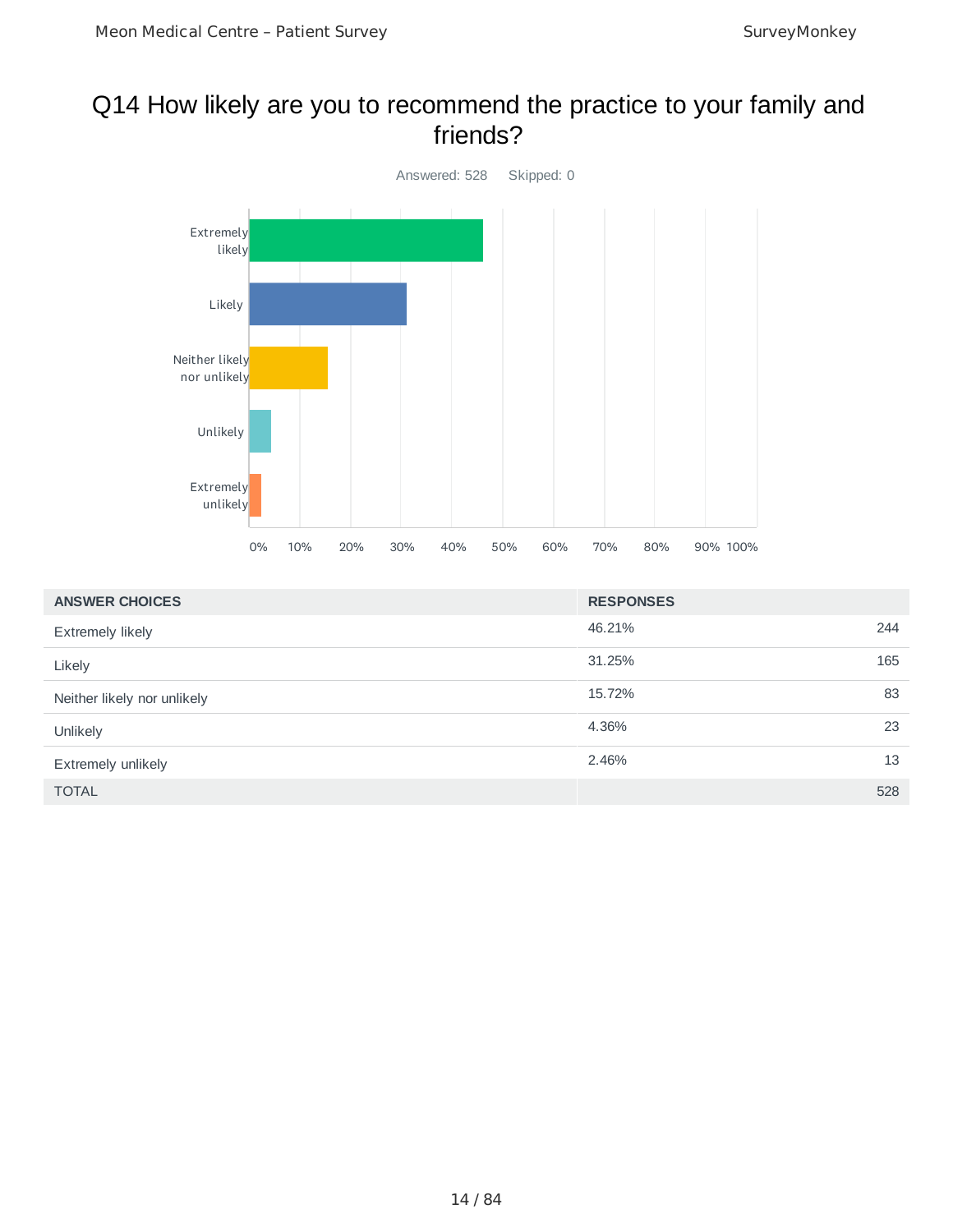# Q14 How likely are you to recommend the practice to your family and friends?

Answered: 528    Skipped: 0

| ANSWER CHOICES | RESPONSES | |
|---|---|---|
| Extremely likely | 46.21% | 244 |
| Likely | 31.25% | 165 |
| Neither likely nor unlikely | 15.72% | 83 |
| Unlikely | 4.36% | 23 |
| Extremely unlikely | 2.46% | 13 |
| TOTAL | | 528 |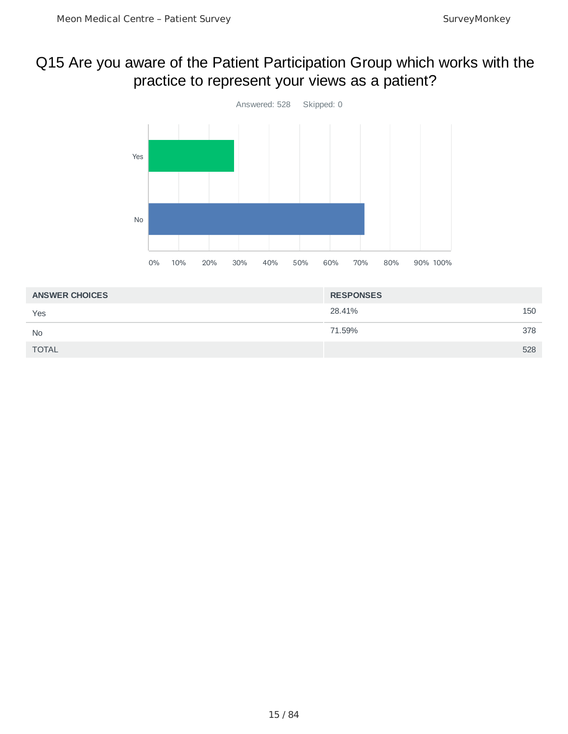# Q15 Are you aware of the Patient Participation Group which works with the practice to represent your views as a patient?

Answered: 528 Skipped: 0

| ANSWER CHOICES | RESPONSES | |
|---|---|---|
| Yes | 28.41% | 150 |
| No | 71.59% | 378 |
| TOTAL | | 528 |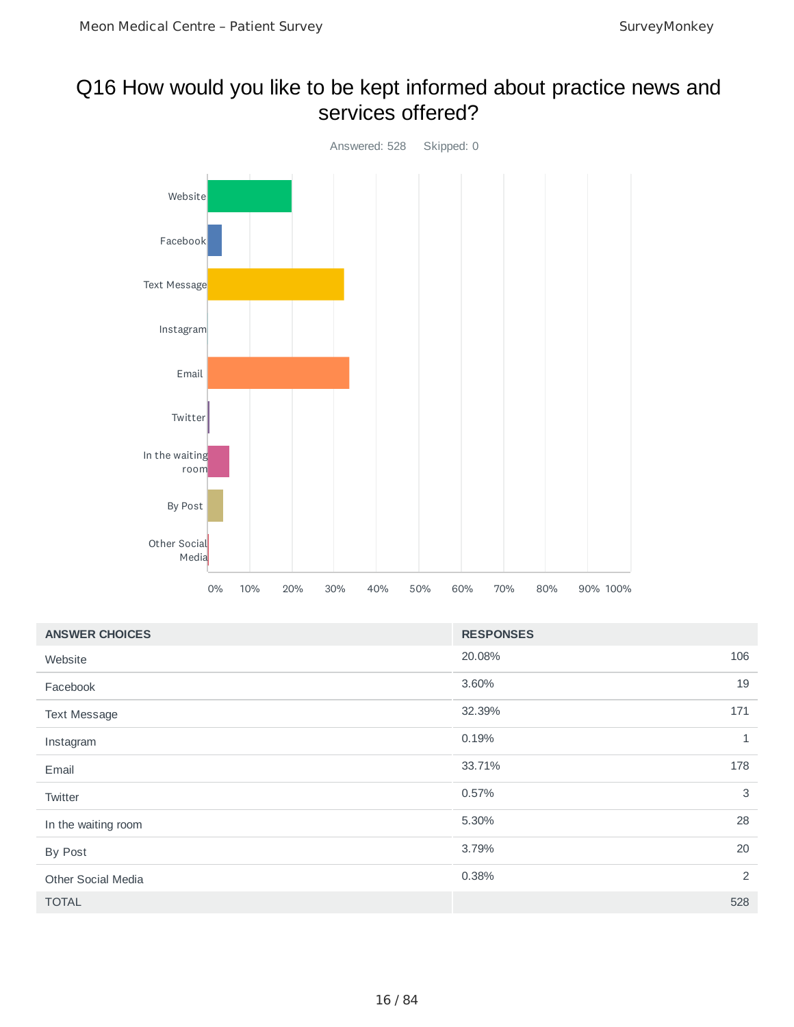# Q16 How would you like to be kept informed about practice news and services offered?

Answered: 528 Skipped: 0

Website
Facebook
Text Message
Instagram
Email
Twitter
In the waiting room
By Post
Other Social Media

0% 10% 20% 30% 40% 50% 60% 70% 80% 90% 100%

| ANSWER CHOICES | RESPONSES | |
|---|---|---|
| Website | 20.08% | 106 |
| Facebook | 3.60% | 19 |
| Text Message | 32.39% | 171 |
| Instagram | 0.19% | 1 |
| Email | 33.71% | 178 |
| Twitter | 0.57% | 3 |
| In the waiting room | 5.30% | 28 |
| By Post | 3.79% | 20 |
| Other Social Media | 0.38% | 2 |
| TOTAL | | 528 |